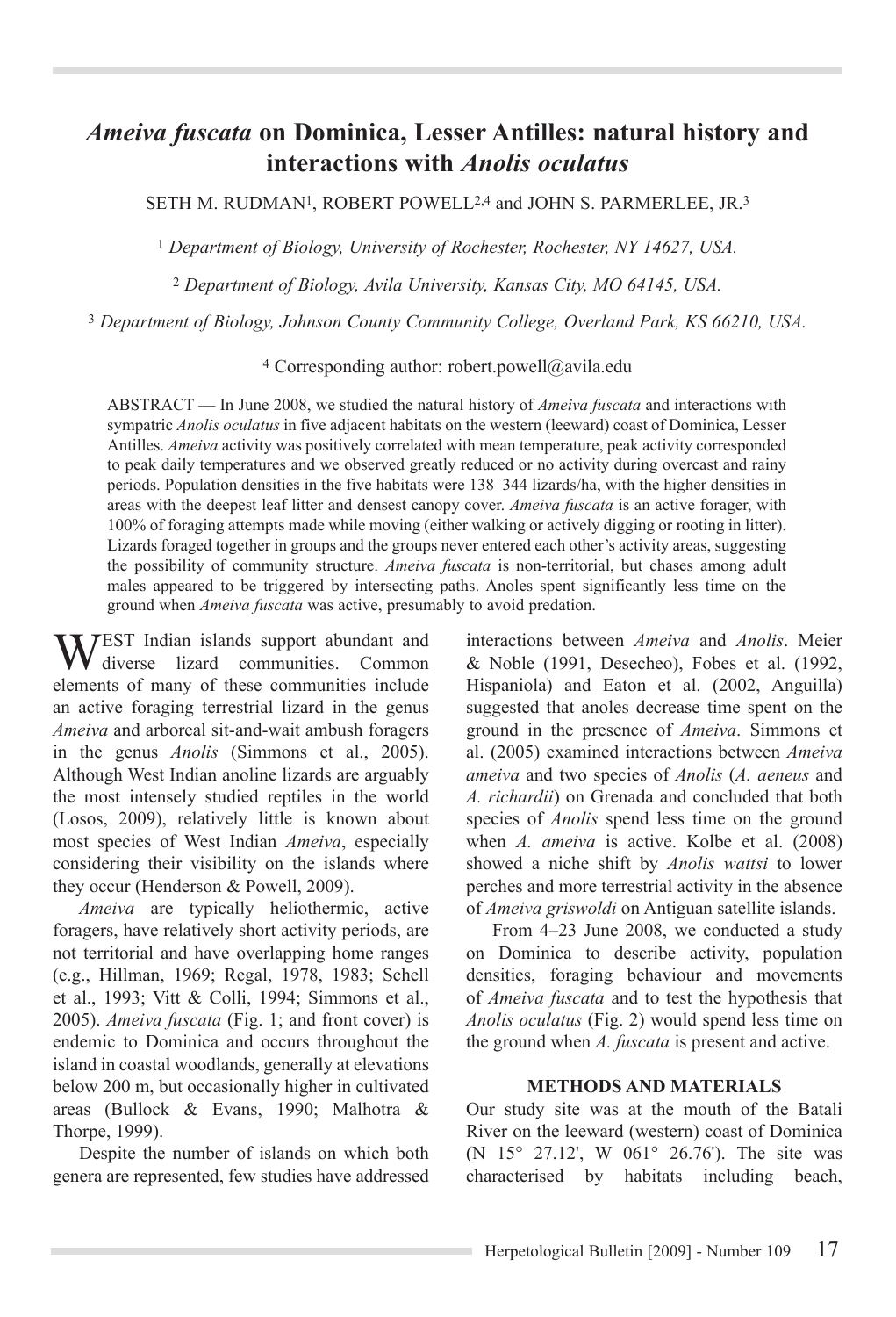# *Ameiva fuscata* on Dominica, Lesser Antilles: natural history and interactions with *Anolis oculatus*

SETH M. RUDMAN[1], ROBERT POWELL[2,4] and JOHN S. PARMERLEE, JR.[3]

[1] *Department of Biology, University of Rochester, Rochester, NY 14627, USA.*

[2] *Department of Biology, Avila University, Kansas City, MO 64145, USA.*

[3] *Department of Biology, Johnson County Community College, Overland Park, KS 66210, USA.*

[4] Corresponding author: robert.powell@avila.edu

ABSTRACT — In June 2008, we studied the natural history of *Ameiva fuscata* and interactions with sympatric *Anolis oculatus* in five adjacent habitats on the western (leeward) coast of Dominica, Lesser Antilles. *Ameiva* activity was positively correlated with mean temperature, peak activity corresponded to peak daily temperatures and we observed greatly reduced or no activity during overcast and rainy periods. Population densities in the five habitats were 138–344 lizards/ha, with the higher densities in areas with the deepest leaf litter and densest canopy cover. *Ameiva fuscata* is an active forager, with 100% of foraging attempts made while moving (either walking or actively digging or rooting in litter). Lizards foraged together in groups and the groups never entered each other's activity areas, suggesting the possibility of community structure. *Ameiva fuscata* is non-territorial, but chases among adult males appeared to be triggered by intersecting paths. Anoles spent significantly less time on the ground when *Ameiva fuscata* was active, presumably to avoid predation.

WEST Indian islands support abundant and diverse lizard communities. Common elements of many of these communities include an active foraging terrestrial lizard in the genus *Ameiva* and arboreal sit-and-wait ambush foragers in the genus *Anolis* (Simmons et al., 2005). Although West Indian anoline lizards are arguably the most intensely studied reptiles in the world (Losos, 2009), relatively little is known about most species of West Indian *Ameiva*, especially considering their visibility on the islands where they occur (Henderson & Powell, 2009).

*Ameiva* are typically heliothermic, active foragers, have relatively short activity periods, are not territorial and have overlapping home ranges (e.g., Hillman, 1969; Regal, 1978, 1983; Schell et al., 1993; Vitt & Colli, 1994; Simmons et al., 2005). *Ameiva fuscata* (Fig. 1; and front cover) is endemic to Dominica and occurs throughout the island in coastal woodlands, generally at elevations below 200 m, but occasionally higher in cultivated areas (Bullock & Evans, 1990; Malhotra & Thorpe, 1999).

Despite the number of islands on which both genera are represented, few studies have addressed interactions between *Ameiva* and *Anolis*. Meier & Noble (1991, Desecheo), Fobes et al. (1992, Hispaniola) and Eaton et al. (2002, Anguilla) suggested that anoles decrease time spent on the ground in the presence of *Ameiva*. Simmons et al. (2005) examined interactions between *Ameiva ameiva* and two species of *Anolis* (*A. aeneus* and *A. richardii*) on Grenada and concluded that both species of *Anolis* spend less time on the ground when *A. ameiva* is active. Kolbe et al. (2008) showed a niche shift by *Anolis wattsi* to lower perches and more terrestrial activity in the absence of *Ameiva griswoldi* on Antiguan satellite islands.

From 4–23 June 2008, we conducted a study on Dominica to describe activity, population densities, foraging behaviour and movements of *Ameiva fuscata* and to test the hypothesis that *Anolis oculatus* (Fig. 2) would spend less time on the ground when *A. fuscata* is present and active.

## METHODS AND MATERIALS

Our study site was at the mouth of the Batali River on the leeward (western) coast of Dominica (N 15° 27.12', W 061° 26.76'). The site was characterised by habitats including beach,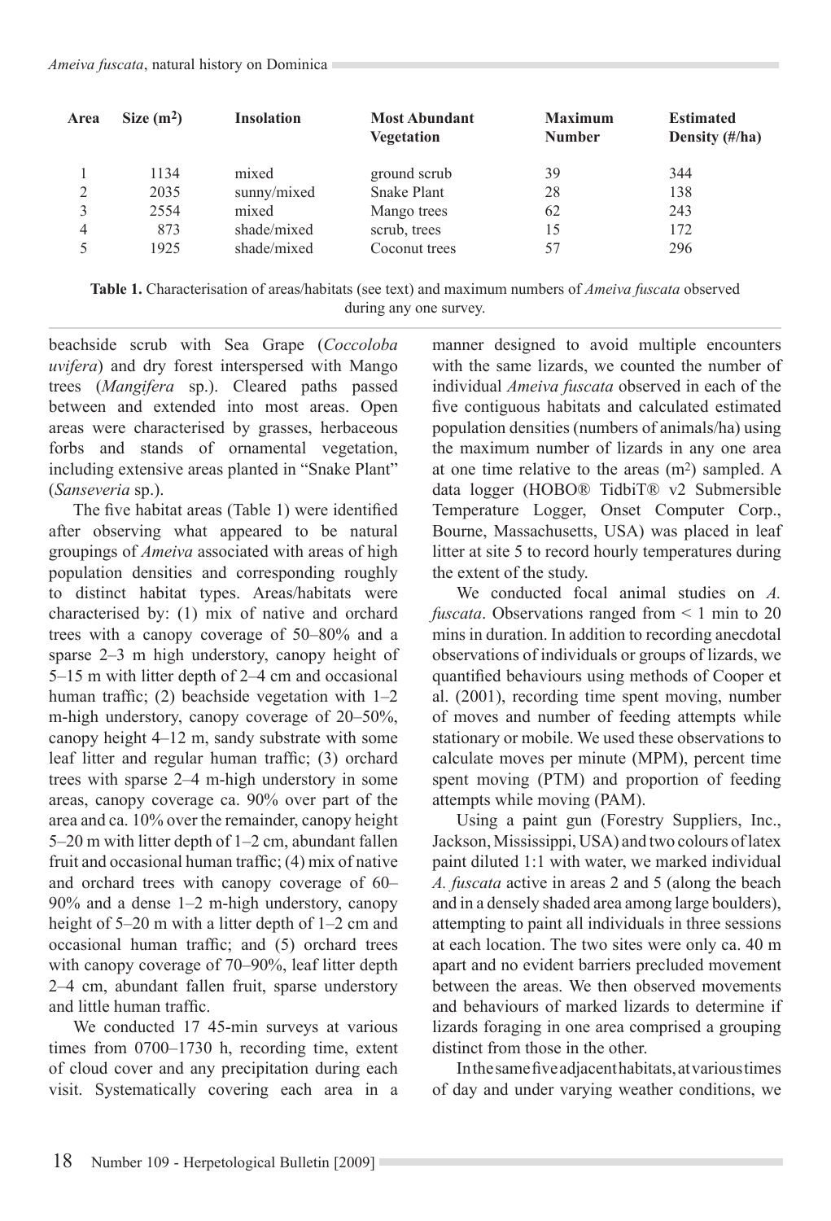| Area | Size ($m^2$) | Insolation | Most Abundant Vegetation | Maximum Number | Estimated Density (#/ha) |
|---|---|---|---|---|---|
| 1 | 1134 | mixed | ground scrub | 39 | 344 |
| 2 | 2035 | sunny/mixed | Snake Plant | 28 | 138 |
| 3 | 2554 | mixed | Mango trees | 62 | 243 |
| 4 | 873 | shade/mixed | scrub, trees | 15 | 172 |
| 5 | 1925 | shade/mixed | Coconut trees | 57 | 296 |

**Table 1.** Characterisation of areas/habitats (see text) and maximum numbers of *Ameiva fuscata* observed during any one survey.

beachside scrub with Sea Grape (*Coccoloba uvifera*) and dry forest interspersed with Mango trees (*Mangifera* sp.). Cleared paths passed between and extended into most areas. Open areas were characterised by grasses, herbaceous forbs and stands of ornamental vegetation, including extensive areas planted in "Snake Plant" (*Sanseveria* sp.).

The five habitat areas (Table 1) were identified after observing what appeared to be natural groupings of *Ameiva* associated with areas of high population densities and corresponding roughly to distinct habitat types. Areas/habitats were characterised by: (1) mix of native and orchard trees with a canopy coverage of 50–80% and a sparse 2–3 m high understory, canopy height of 5–15 m with litter depth of 2–4 cm and occasional human traffic; (2) beachside vegetation with 1–2 m-high understory, canopy coverage of 20–50%, canopy height 4–12 m, sandy substrate with some leaf litter and regular human traffic; (3) orchard trees with sparse 2–4 m-high understory in some areas, canopy coverage ca. 90% over part of the area and ca. 10% over the remainder, canopy height 5–20 m with litter depth of 1–2 cm, abundant fallen fruit and occasional human traffic; (4) mix of native and orchard trees with canopy coverage of 60–90% and a dense 1–2 m-high understory, canopy height of 5–20 m with a litter depth of 1–2 cm and occasional human traffic; and (5) orchard trees with canopy coverage of 70–90%, leaf litter depth 2–4 cm, abundant fallen fruit, sparse understory and little human traffic.

We conducted 17 45-min surveys at various times from 0700–1730 h, recording time, extent of cloud cover and any precipitation during each visit. Systematically covering each area in a manner designed to avoid multiple encounters with the same lizards, we counted the number of individual *Ameiva fuscata* observed in each of the five contiguous habitats and calculated estimated population densities (numbers of animals/ha) using the maximum number of lizards in any one area at one time relative to the areas ($m^2$) sampled. A data logger (HOBO® TidbiT® v2 Submersible Temperature Logger, Onset Computer Corp., Bourne, Massachusetts, USA) was placed in leaf litter at site 5 to record hourly temperatures during the extent of the study.

We conducted focal animal studies on *A. fuscata*. Observations ranged from < 1 min to 20 mins in duration. In addition to recording anecdotal observations of individuals or groups of lizards, we quantified behaviours using methods of Cooper et al. (2001), recording time spent moving, number of moves and number of feeding attempts while stationary or mobile. We used these observations to calculate moves per minute (MPM), percent time spent moving (PTM) and proportion of feeding attempts while moving (PAM).

Using a paint gun (Forestry Suppliers, Inc., Jackson, Mississippi, USA) and two colours of latex paint diluted 1:1 with water, we marked individual *A. fuscata* active in areas 2 and 5 (along the beach and in a densely shaded area among large boulders), attempting to paint all individuals in three sessions at each location. The two sites were only ca. 40 m apart and no evident barriers precluded movement between the areas. We then observed movements and behaviours of marked lizards to determine if lizards foraging in one area comprised a grouping distinct from those in the other.

In the same five adjacent habitats, at various times of day and under varying weather conditions, we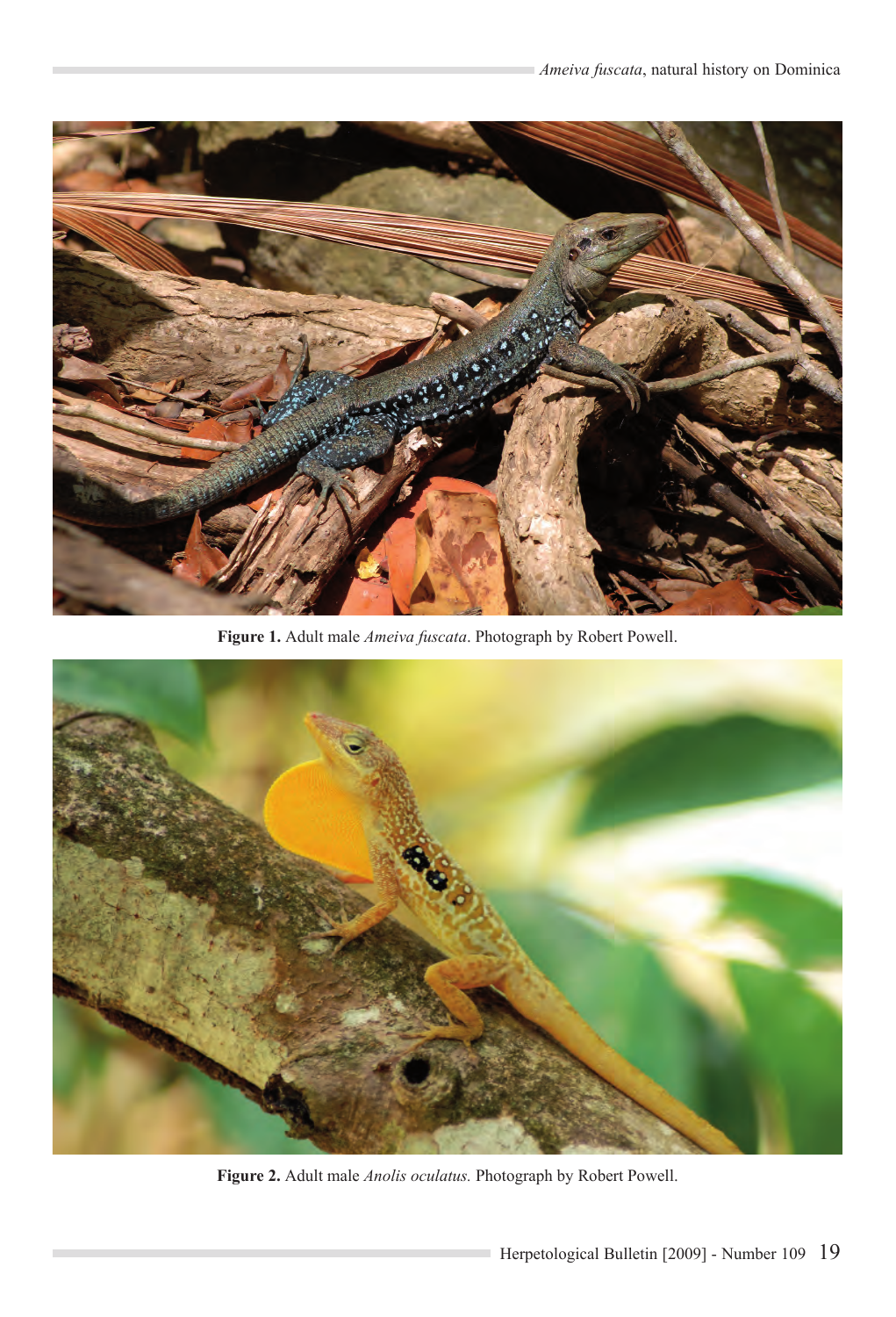**Figure 1.** Adult male *Ameiva fuscata*. Photograph by Robert Powell.

**Figure 2.** Adult male *Anolis oculatus.* Photograph by Robert Powell.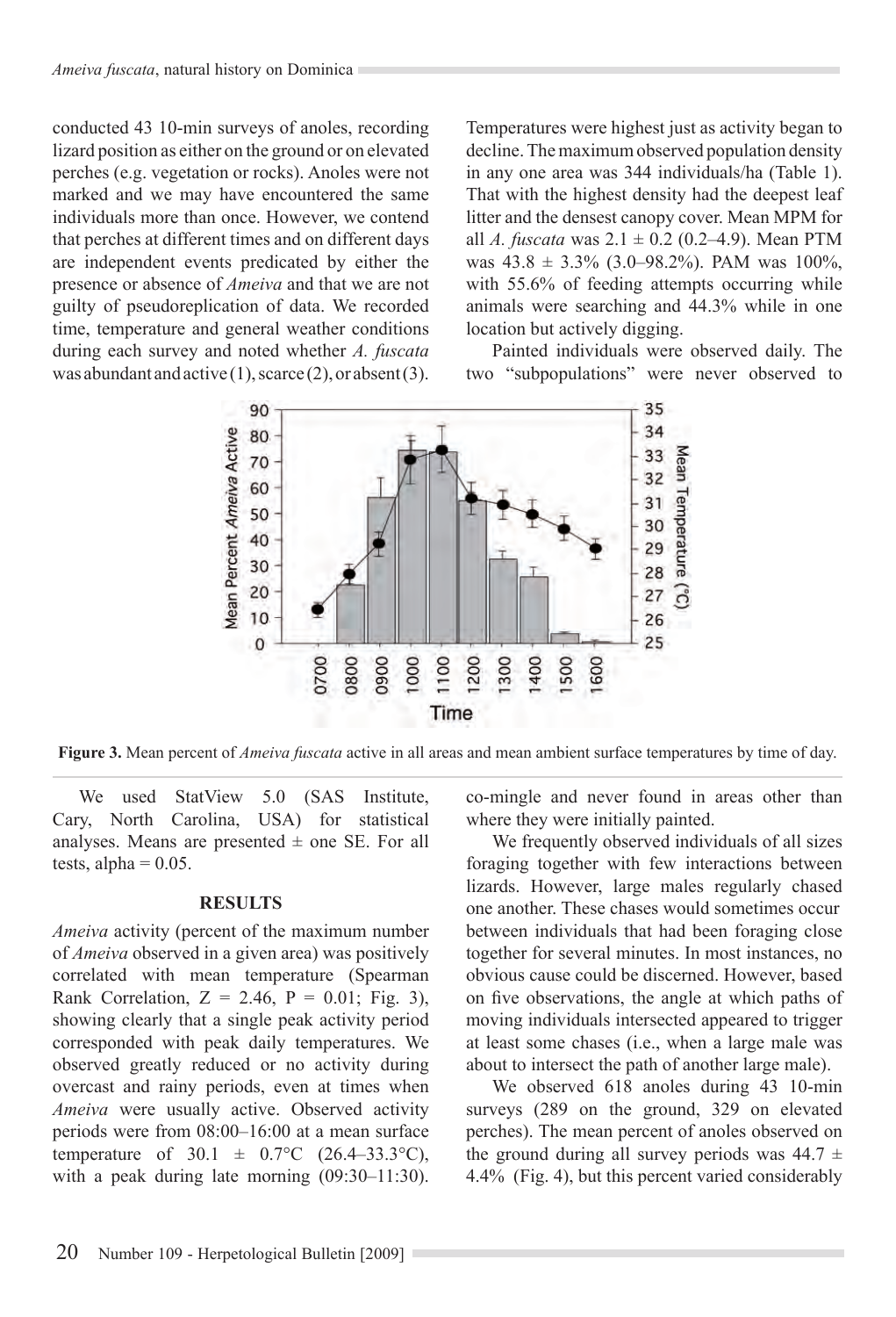conducted 43 10-min surveys of anoles, recording lizard position as either on the ground or on elevated perches (e.g. vegetation or rocks). Anoles were not marked and we may have encountered the same individuals more than once. However, we contend that perches at different times and on different days are independent events predicated by either the presence or absence of *Ameiva* and that we are not guilty of pseudoreplication of data. We recorded time, temperature and general weather conditions during each survey and noted whether *A. fuscata* was abundant and active (1), scarce (2), or absent (3).

We used StatView 5.0 (SAS Institute, Cary, North Carolina, USA) for statistical analyses. Means are presented ± one SE. For all tests, alpha = 0.05.

## RESULTS

*Ameiva* activity (percent of the maximum number of *Ameiva* observed in a given area) was positively correlated with mean temperature (Spearman Rank Correlation, $Z = 2.46$, $P = 0.01$; Fig. 3), showing clearly that a single peak activity period corresponded with peak daily temperatures. We observed greatly reduced or no activity during overcast and rainy periods, even at times when *Ameiva* were usually active. Observed activity periods were from 08:00–16:00 at a mean surface temperature of 30.1 ± 0.7°C (26.4–33.3°C), with a peak during late morning (09:30–11:30). Temperatures were highest just as activity began to decline. The maximum observed population density in any one area was 344 individuals/ha (Table 1). That with the highest density had the deepest leaf litter and the densest canopy cover. Mean MPM for all *A. fuscata* was 2.1 ± 0.2 (0.2–4.9). Mean PTM was 43.8 ± 3.3% (3.0–98.2%). PAM was 100%, with 55.6% of feeding attempts occurring while animals were searching and 44.3% while in one location but actively digging.

Painted individuals were observed daily. The two "subpopulations" were never observed to co-mingle and never found in areas other than where they were initially painted.

Mean Percent *Ameiva* Active
Mean Temperature (°C)
Time
0700 0800 0900 1000 1100 1200 1300 1400 1500 1600

**Figure 3.** Mean percent of *Ameiva fuscata* active in all areas and mean ambient surface temperatures by time of day.

We frequently observed individuals of all sizes foraging together with few interactions between lizards. However, large males regularly chased one another. These chases would sometimes occur between individuals that had been foraging close together for several minutes. In most instances, no obvious cause could be discerned. However, based on five observations, the angle at which paths of moving individuals intersected appeared to trigger at least some chases (i.e., when a large male was about to intersect the path of another large male).

We observed 618 anoles during 43 10-min surveys (289 on the ground, 329 on elevated perches). The mean percent of anoles observed on the ground during all survey periods was 44.7 ± 4.4% (Fig. 4), but this percent varied considerably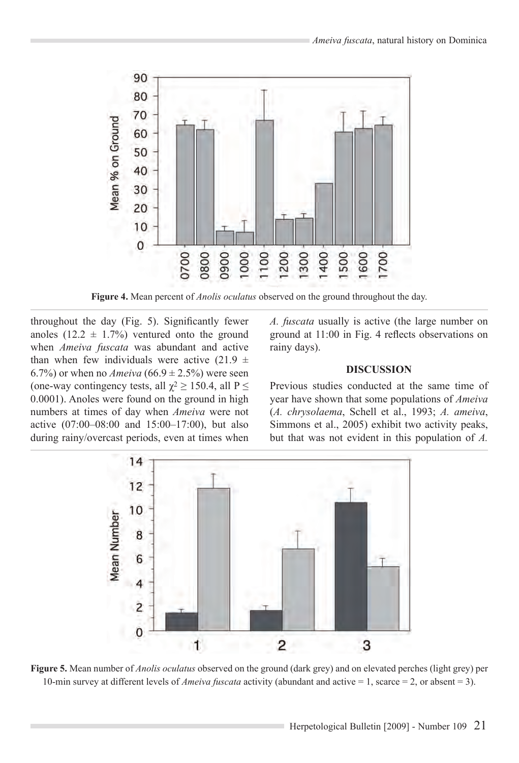**Figure 4.** Mean percent of *Anolis oculatus* observed on the ground throughout the day.

throughout the day (Fig. 5). Significantly fewer anoles (12.2 ± 1.7%) ventured onto the ground when *Ameiva fuscata* was abundant and active than when few individuals were active (21.9 ± 6.7%) or when no *Ameiva* (66.9 ± 2.5%) were seen (one-way contingency tests, all $\chi^2 \geq 150.4$, all $P \leq 0.0001$). Anoles were found on the ground in high numbers at times of day when *Ameiva* were not active (07:00–08:00 and 15:00–17:00), but also during rainy/overcast periods, even at times when *A. fuscata* usually is active (the large number on ground at 11:00 in Fig. 4 reflects observations on rainy days).

## DISCUSSION

Previous studies conducted at the same time of year have shown that some populations of *Ameiva* (*A. chrysolaema*, Schell et al., 1993; *A. ameiva*, Simmons et al., 2005) exhibit two activity peaks, but that was not evident in this population of *A.*

**Figure 5.** Mean number of *Anolis oculatus* observed on the ground (dark grey) and on elevated perches (light grey) per 10-min survey at different levels of *Ameiva fuscata* activity (abundant and active = 1, scarce = 2, or absent = 3).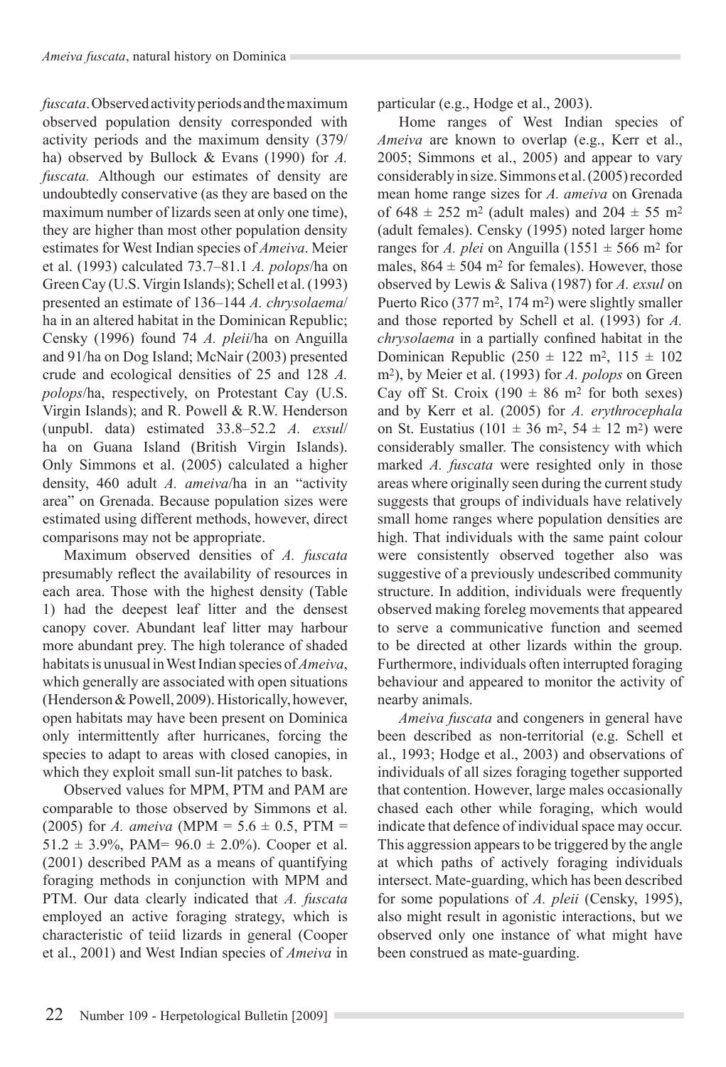*fuscata*. Observed activity periods and the maximum observed population density corresponded with activity periods and the maximum density (379/ha) observed by Bullock & Evans (1990) for *A. fuscata.* Although our estimates of density are undoubtedly conservative (as they are based on the maximum number of lizards seen at only one time), they are higher than most other population density estimates for West Indian species of *Ameiva*. Meier et al. (1993) calculated 73.7–81.1 *A. polops*/ha on Green Cay (U.S. Virgin Islands); Schell et al. (1993) presented an estimate of 136–144 *A. chrysolaema*/ha in an altered habitat in the Dominican Republic; Censky (1996) found 74 *A. pleii*/ha on Anguilla and 91/ha on Dog Island; McNair (2003) presented crude and ecological densities of 25 and 128 *A. polops*/ha, respectively, on Protestant Cay (U.S. Virgin Islands); and R. Powell & R.W. Henderson (unpubl. data) estimated 33.8–52.2 *A. exsul*/ha on Guana Island (British Virgin Islands). Only Simmons et al. (2005) calculated a higher density, 460 adult *A. ameiva*/ha in an "activity area" on Grenada. Because population sizes were estimated using different methods, however, direct comparisons may not be appropriate.

Maximum observed densities of *A. fuscata* presumably reflect the availability of resources in each area. Those with the highest density (Table 1) had the deepest leaf litter and the densest canopy cover. Abundant leaf litter may harbour more abundant prey. The high tolerance of shaded habitats is unusual in West Indian species of *Ameiva*, which generally are associated with open situations (Henderson & Powell, 2009). Historically, however, open habitats may have been present on Dominica only intermittently after hurricanes, forcing the species to adapt to areas with closed canopies, in which they exploit small sun-lit patches to bask.

Observed values for MPM, PTM and PAM are comparable to those observed by Simmons et al. (2005) for *A. ameiva* (MPM = 5.6 ± 0.5, PTM = 51.2 ± 3.9%, PAM= 96.0 ± 2.0%). Cooper et al. (2001) described PAM as a means of quantifying foraging methods in conjunction with MPM and PTM. Our data clearly indicated that *A. fuscata* employed an active foraging strategy, which is characteristic of teiid lizards in general (Cooper et al., 2001) and West Indian species of *Ameiva* in particular (e.g., Hodge et al., 2003).

Home ranges of West Indian species of *Ameiva* are known to overlap (e.g., Kerr et al., 2005; Simmons et al., 2005) and appear to vary considerably in size. Simmons et al. (2005) recorded mean home range sizes for *A. ameiva* on Grenada of 648 ± 252 $m^2$ (adult males) and 204 ± 55 $m^2$ (adult females). Censky (1995) noted larger home ranges for *A. plei* on Anguilla (1551 ± 566 $m^2$ for males, 864 ± 504 $m^2$ for females). However, those observed by Lewis & Saliva (1987) for *A. exsul* on Puerto Rico (377 $m^2$, 174 $m^2$) were slightly smaller and those reported by Schell et al. (1993) for *A. chrysolaema* in a partially confined habitat in the Dominican Republic (250 ± 122 $m^2$, 115 ± 102 $m^2$), by Meier et al. (1993) for *A. polops* on Green Cay off St. Croix (190 ± 86 $m^2$ for both sexes) and by Kerr et al. (2005) for *A. erythrocephala* on St. Eustatius (101 ± 36 $m^2$, 54 ± 12 $m^2$) were considerably smaller. The consistency with which marked *A. fuscata* were resighted only in those areas where originally seen during the current study suggests that groups of individuals have relatively small home ranges where population densities are high. That individuals with the same paint colour were consistently observed together also was suggestive of a previously undescribed community structure. In addition, individuals were frequently observed making foreleg movements that appeared to serve a communicative function and seemed to be directed at other lizards within the group. Furthermore, individuals often interrupted foraging behaviour and appeared to monitor the activity of nearby animals.

*Ameiva fuscata* and congeners in general have been described as non-territorial (e.g. Schell et al., 1993; Hodge et al., 2003) and observations of individuals of all sizes foraging together supported that contention. However, large males occasionally chased each other while foraging, which would indicate that defence of individual space may occur. This aggression appears to be triggered by the angle at which paths of actively foraging individuals intersect. Mate-guarding, which has been described for some populations of *A. pleii* (Censky, 1995), also might result in agonistic interactions, but we observed only one instance of what might have been construed as mate-guarding.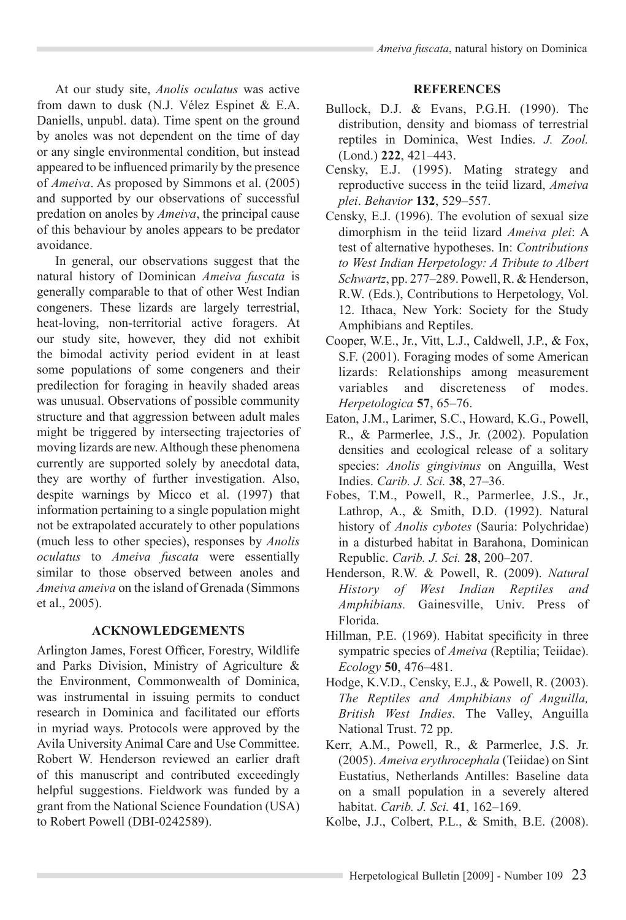At our study site, *Anolis oculatus* was active from dawn to dusk (N.J. Vélez Espinet & E.A. Daniells, unpubl. data). Time spent on the ground by anoles was not dependent on the time of day or any single environmental condition, but instead appeared to be influenced primarily by the presence of *Ameiva*. As proposed by Simmons et al. (2005) and supported by our observations of successful predation on anoles by *Ameiva*, the principal cause of this behaviour by anoles appears to be predator avoidance.

In general, our observations suggest that the natural history of Dominican *Ameiva fuscata* is generally comparable to that of other West Indian congeners. These lizards are largely terrestrial, heat-loving, non-territorial active foragers. At our study site, however, they did not exhibit the bimodal activity period evident in at least some populations of some congeners and their predilection for foraging in heavily shaded areas was unusual. Observations of possible community structure and that aggression between adult males might be triggered by intersecting trajectories of moving lizards are new. Although these phenomena currently are supported solely by anecdotal data, they are worthy of further investigation. Also, despite warnings by Micco et al. (1997) that information pertaining to a single population might not be extrapolated accurately to other populations (much less to other species), responses by *Anolis oculatus* to *Ameiva fuscata* were essentially similar to those observed between anoles and *Ameiva ameiva* on the island of Grenada (Simmons et al., 2005).

## ACKNOWLEDGEMENTS

Arlington James, Forest Officer, Forestry, Wildlife and Parks Division, Ministry of Agriculture & the Environment, Commonwealth of Dominica, was instrumental in issuing permits to conduct research in Dominica and facilitated our efforts in myriad ways. Protocols were approved by the Avila University Animal Care and Use Committee. Robert W. Henderson reviewed an earlier draft of this manuscript and contributed exceedingly helpful suggestions. Fieldwork was funded by a grant from the National Science Foundation (USA) to Robert Powell (DBI-0242589).

## REFERENCES

Bullock, D.J. & Evans, P.G.H. (1990). The distribution, density and biomass of terrestrial reptiles in Dominica, West Indies. *J. Zool.* (Lond.) **222**, 421–443.

Censky, E.J. (1995). Mating strategy and reproductive success in the teiid lizard, *Ameiva plei*. *Behavior* **132**, 529–557.

Censky, E.J. (1996). The evolution of sexual size dimorphism in the teiid lizard *Ameiva plei*: A test of alternative hypotheses. In: *Contributions to West Indian Herpetology: A Tribute to Albert Schwartz*, pp. 277–289. Powell, R. & Henderson, R.W. (Eds.), Contributions to Herpetology, Vol. 12. Ithaca, New York: Society for the Study Amphibians and Reptiles.

Cooper, W.E., Jr., Vitt, L.J., Caldwell, J.P., & Fox, S.F. (2001). Foraging modes of some American lizards: Relationships among measurement variables and discreteness of modes. *Herpetologica* **57**, 65–76.

Eaton, J.M., Larimer, S.C., Howard, K.G., Powell, R., & Parmerlee, J.S., Jr. (2002). Population densities and ecological release of a solitary species: *Anolis gingivinus* on Anguilla, West Indies. *Carib. J. Sci.* **38**, 27–36.

Fobes, T.M., Powell, R., Parmerlee, J.S., Jr., Lathrop, A., & Smith, D.D. (1992). Natural history of *Anolis cybotes* (Sauria: Polychridae) in a disturbed habitat in Barahona, Dominican Republic. *Carib. J. Sci.* **28**, 200–207.

Henderson, R.W. & Powell, R. (2009). *Natural History of West Indian Reptiles and Amphibians.* Gainesville, Univ. Press of Florida.

Hillman, P.E. (1969). Habitat specificity in three sympatric species of *Ameiva* (Reptilia; Teiidae). *Ecology* **50**, 476–481.

Hodge, K.V.D., Censky, E.J., & Powell, R. (2003). *The Reptiles and Amphibians of Anguilla, British West Indies.* The Valley, Anguilla National Trust. 72 pp.

Kerr, A.M., Powell, R., & Parmerlee, J.S. Jr. (2005). *Ameiva erythrocephala* (Teiidae) on Sint Eustatius, Netherlands Antilles: Baseline data on a small population in a severely altered habitat. *Carib. J. Sci.* **41**, 162–169.

Kolbe, J.J., Colbert, P.L., & Smith, B.E. (2008).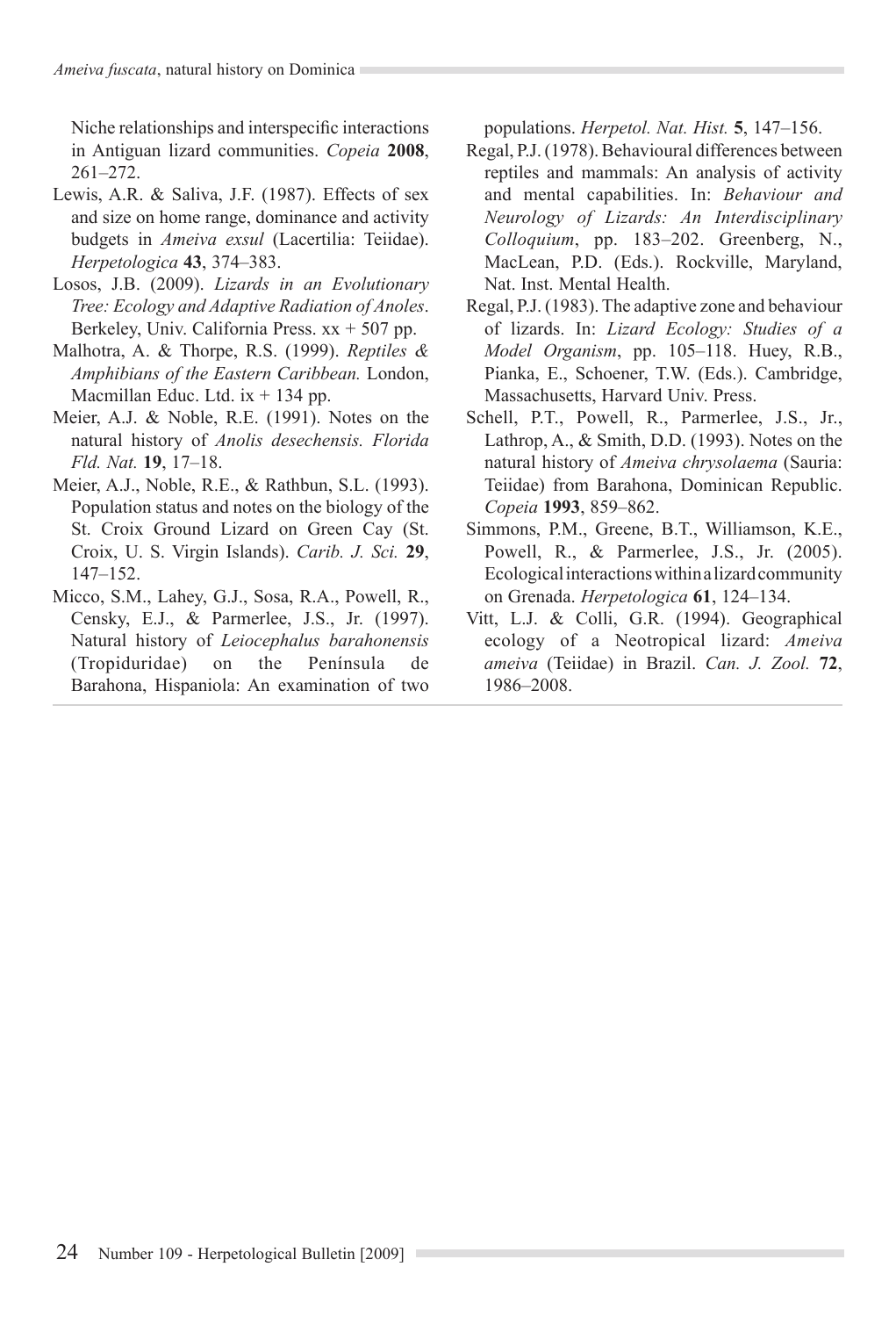Niche relationships and interspecific interactions in Antiguan lizard communities. *Copeia* **2008**, 261–272.

Lewis, A.R. & Saliva, J.F. (1987). Effects of sex and size on home range, dominance and activity budgets in *Ameiva exsul* (Lacertilia: Teiidae). *Herpetologica* **43**, 374–383.

Losos, J.B. (2009). *Lizards in an Evolutionary Tree: Ecology and Adaptive Radiation of Anoles*. Berkeley, Univ. California Press. xx + 507 pp.

Malhotra, A. & Thorpe, R.S. (1999). *Reptiles & Amphibians of the Eastern Caribbean.* London, Macmillan Educ. Ltd. ix + 134 pp.

Meier, A.J. & Noble, R.E. (1991). Notes on the natural history of *Anolis desechensis. Florida Fld. Nat.* **19**, 17–18.

Meier, A.J., Noble, R.E., & Rathbun, S.L. (1993). Population status and notes on the biology of the St. Croix Ground Lizard on Green Cay (St. Croix, U. S. Virgin Islands). *Carib. J. Sci.* **29**, 147–152.

Micco, S.M., Lahey, G.J., Sosa, R.A., Powell, R., Censky, E.J., & Parmerlee, J.S., Jr. (1997). Natural history of *Leiocephalus barahonensis* (Tropiduridae) on the Península de Barahona, Hispaniola: An examination of two populations. *Herpetol. Nat. Hist.* **5**, 147–156.

Regal, P.J. (1978). Behavioural differences between reptiles and mammals: An analysis of activity and mental capabilities. In: *Behaviour and Neurology of Lizards: An Interdisciplinary Colloquium*, pp. 183–202. Greenberg, N., MacLean, P.D. (Eds.). Rockville, Maryland, Nat. Inst. Mental Health.

Regal, P.J. (1983). The adaptive zone and behaviour of lizards. In: *Lizard Ecology: Studies of a Model Organism*, pp. 105–118. Huey, R.B., Pianka, E., Schoener, T.W. (Eds.). Cambridge, Massachusetts, Harvard Univ. Press.

Schell, P.T., Powell, R., Parmerlee, J.S., Jr., Lathrop, A., & Smith, D.D. (1993). Notes on the natural history of *Ameiva chrysolaema* (Sauria: Teiidae) from Barahona, Dominican Republic. *Copeia* **1993**, 859–862.

Simmons, P.M., Greene, B.T., Williamson, K.E., Powell, R., & Parmerlee, J.S., Jr. (2005). Ecological interactions within a lizard community on Grenada. *Herpetologica* **61**, 124–134.

Vitt, L.J. & Colli, G.R. (1994). Geographical ecology of a Neotropical lizard: *Ameiva ameiva* (Teiidae) in Brazil. *Can. J. Zool.* **72**, 1986–2008.